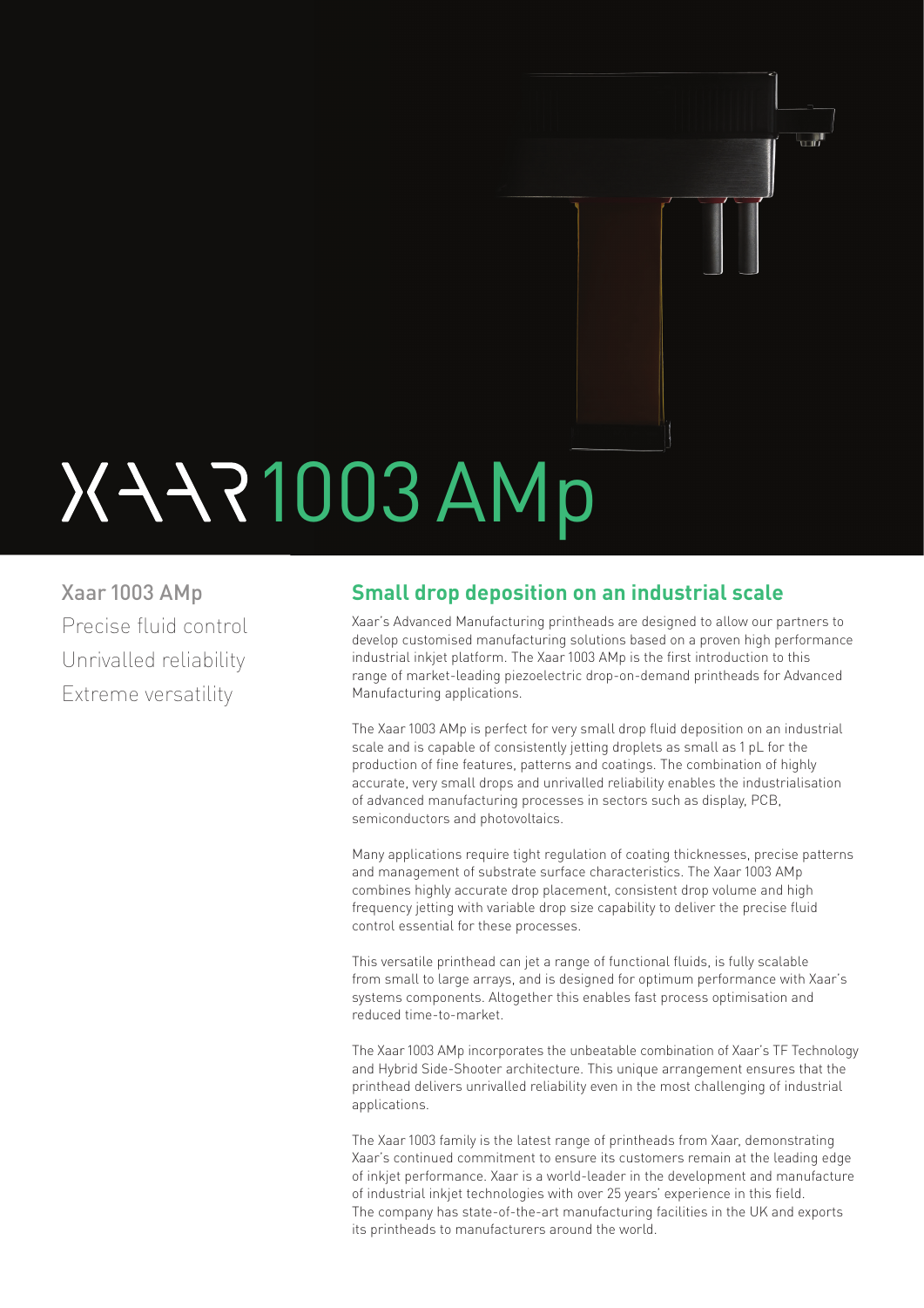# XAAR 1003 AMp

Xaar 1003 AMp

Precise fluid control

Unrivalled reliability

Extreme versatility

## Small drop deposition on an industrial scale

Xaar's Advanced Manufacturing printheads are designed to allow our partners to develop customised manufacturing solutions based on a proven high performance industrial inkjet platform. The Xaar 1003 AMp is the first introduction to this range of market-leading piezoelectric drop-on-demand printheads for Advanced Manufacturing applications.

The Xaar 1003 AMp is perfect for very small drop fluid deposition on an industrial scale and is capable of consistently jetting droplets as small as 1 pL for the production of fine features, patterns and coatings. The combination of highly accurate, very small drops and unrivalled reliability enables the industrialisation of advanced manufacturing processes in sectors such as display, PCB, semiconductors and photovoltaics.

Many applications require tight regulation of coating thicknesses, precise patterns and management of substrate surface characteristics. The Xaar 1003 AMp combines highly accurate drop placement, consistent drop volume and high frequency jetting with variable drop size capability to deliver the precise fluid control essential for these processes.

This versatile printhead can jet a range of functional fluids, is fully scalable from small to large arrays, and is designed for optimum performance with Xaar's systems components. Altogether this enables fast process optimisation and reduced time-to-market.

The Xaar 1003 AMp incorporates the unbeatable combination of Xaar's TF Technology and Hybrid Side-Shooter architecture. This unique arrangement ensures that the printhead delivers unrivalled reliability even in the most challenging of industrial applications.

The Xaar 1003 family is the latest range of printheads from Xaar, demonstrating Xaar's continued commitment to ensure its customers remain at the leading edge of inkjet performance. Xaar is a world-leader in the development and manufacture of industrial inkjet technologies with over 25 years' experience in this field. The company has state-of-the-art manufacturing facilities in the UK and exports its printheads to manufacturers around the world.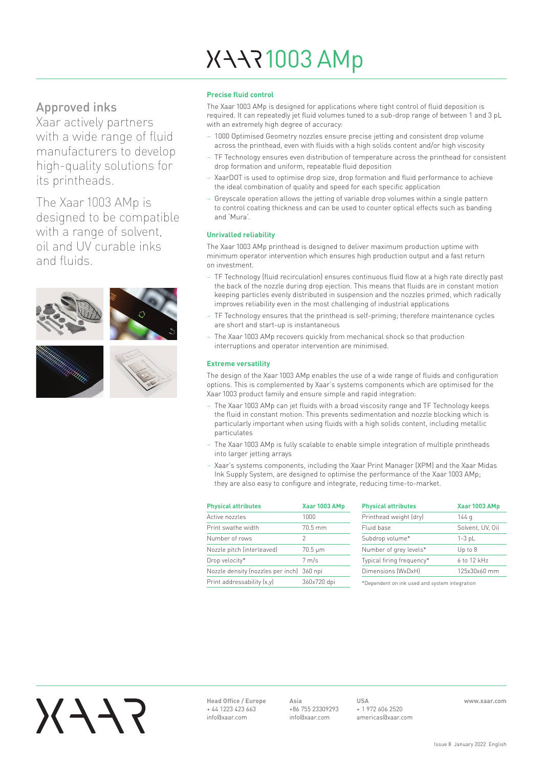# XAAR 1003 AMp

## Approved inks

Xaar actively partners with a wide range of fluid manufacturers to develop high-quality solutions for its printheads.

The Xaar 1003 AMp is designed to be compatible with a range of solvent, oil and UV curable inks and fluids.

### Precise fluid control

The Xaar 1003 AMp is designed for applications where tight control of fluid deposition is required. It can repeatedly jet fluid volumes tuned to a sub-drop range of between 1 and 3 pL with an extremely high degree of accuracy:

- 1000 Optimised Geometry nozzles ensure precise jetting and consistent drop volume across the printhead, even with fluids with a high solids content and/or high viscosity
- TF Technology ensures even distribution of temperature across the printhead for consistent drop formation and uniform, repeatable fluid deposition
- XaarDOT is used to optimise drop size, drop formation and fluid performance to achieve the ideal combination of quality and speed for each specific application
- Greyscale operation allows the jetting of variable drop volumes within a single pattern to control coating thickness and can be used to counter optical effects such as banding and 'Mura'.

### Unrivalled reliability

The Xaar 1003 AMp printhead is designed to deliver maximum production uptime with minimum operator intervention which ensures high production output and a fast return on investment.

- TF Technology (fluid recirculation) ensures continuous fluid flow at a high rate directly past the back of the nozzle during drop ejection. This means that fluids are in constant motion keeping particles evenly distributed in suspension and the nozzles primed, which radically improves reliability even in the most challenging of industrial applications
- TF Technology ensures that the printhead is self-priming; therefore maintenance cycles are short and start-up is instantaneous
- The Xaar 1003 AMp recovers quickly from mechanical shock so that production interruptions and operator intervention are minimised.

### Extreme versatility

The design of the Xaar 1003 AMp enables the use of a wide range of fluids and configuration options. This is complemented by Xaar's systems components which are optimised for the Xaar 1003 product family and ensure simple and rapid integration:

- The Xaar 1003 AMp can jet fluids with a broad viscosity range and TF Technology keeps the fluid in constant motion. This prevents sedimentation and nozzle blocking which is particularly important when using fluids with a high solids content, including metallic particulates
- The Xaar 1003 AMp is fully scalable to enable simple integration of multiple printheads into larger jetting arrays
- Xaar's systems components, including the Xaar Print Manager (XPM) and the Xaar Midas Ink Supply System, are designed to optimise the performance of the Xaar 1003 AMp; they are also easy to configure and integrate, reducing time-to-market.

| Physical attributes | Xaar 1003 AMp |
|---|---|
| Active nozzles | 1000 |
| Print swathe width | 70.5 mm |
| Number of rows | 2 |
| Nozzle pitch (interleaved) | 70.5 µm |
| Drop velocity* | 7 m/s |
| Nozzle density (nozzles per inch) | 360 npi |
| Print addressability (x,y) | 360x720 dpi |

| Physical attributes | Xaar 1003 AMp |
|---|---|
| Printhead weight (dry) | 144 g |
| Fluid base | Solvent, UV, Oil |
| Subdrop volume* | 1-3 pL |
| Number of grey levels* | Up to 8 |
| Typical firing frequency* | 6 to 12 kHz |
| Dimensions (WxDxH) | 125x30x60 mm |

*Dependent on ink used and system integration

XAAR

**Head Office / Europe**
+ 44 1223 423 663
info@xaar.com

**Asia**
+86 755 23309293
info@xaar.com

**USA**
+ 1 972 606 2520
americas@xaar.com

**www.xaar.com**

Issue 8 January 2022 English